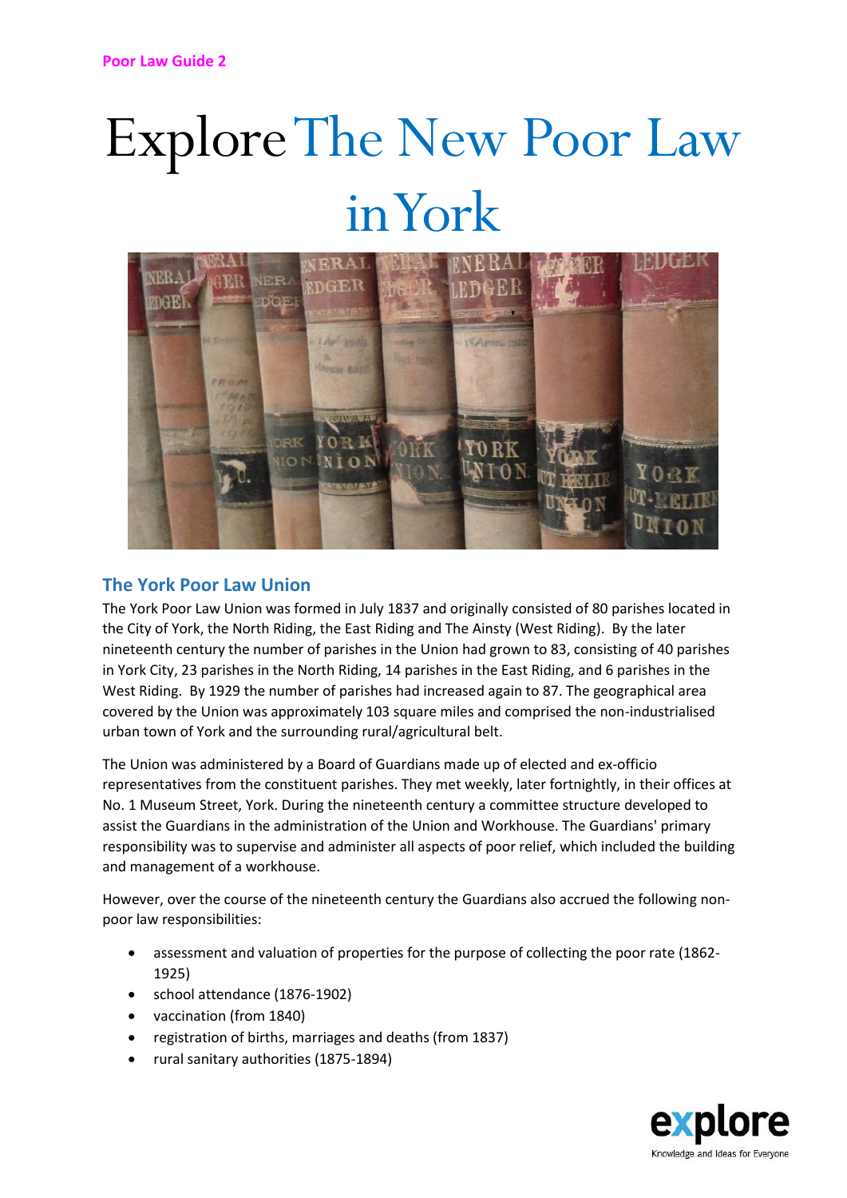Poor Law Guide 2

# Explore The New Poor Law in York

## The York Poor Law Union

The York Poor Law Union was formed in July 1837 and originally consisted of 80 parishes located in the City of York, the North Riding, the East Riding and The Ainsty (West Riding). By the later nineteenth century the number of parishes in the Union had grown to 83, consisting of 40 parishes in York City, 23 parishes in the North Riding, 14 parishes in the East Riding, and 6 parishes in the West Riding. By 1929 the number of parishes had increased again to 87. The geographical area covered by the Union was approximately 103 square miles and comprised the non-industrialised urban town of York and the surrounding rural/agricultural belt.

The Union was administered by a Board of Guardians made up of elected and ex-officio representatives from the constituent parishes. They met weekly, later fortnightly, in their offices at No. 1 Museum Street, York. During the nineteenth century a committee structure developed to assist the Guardians in the administration of the Union and Workhouse. The Guardians' primary responsibility was to supervise and administer all aspects of poor relief, which included the building and management of a workhouse.

However, over the course of the nineteenth century the Guardians also accrued the following non-poor law responsibilities:

- assessment and valuation of properties for the purpose of collecting the poor rate (1862-1925)
- school attendance (1876-1902)
- vaccination (from 1840)
- registration of births, marriages and deaths (from 1837)
- rural sanitary authorities (1875-1894)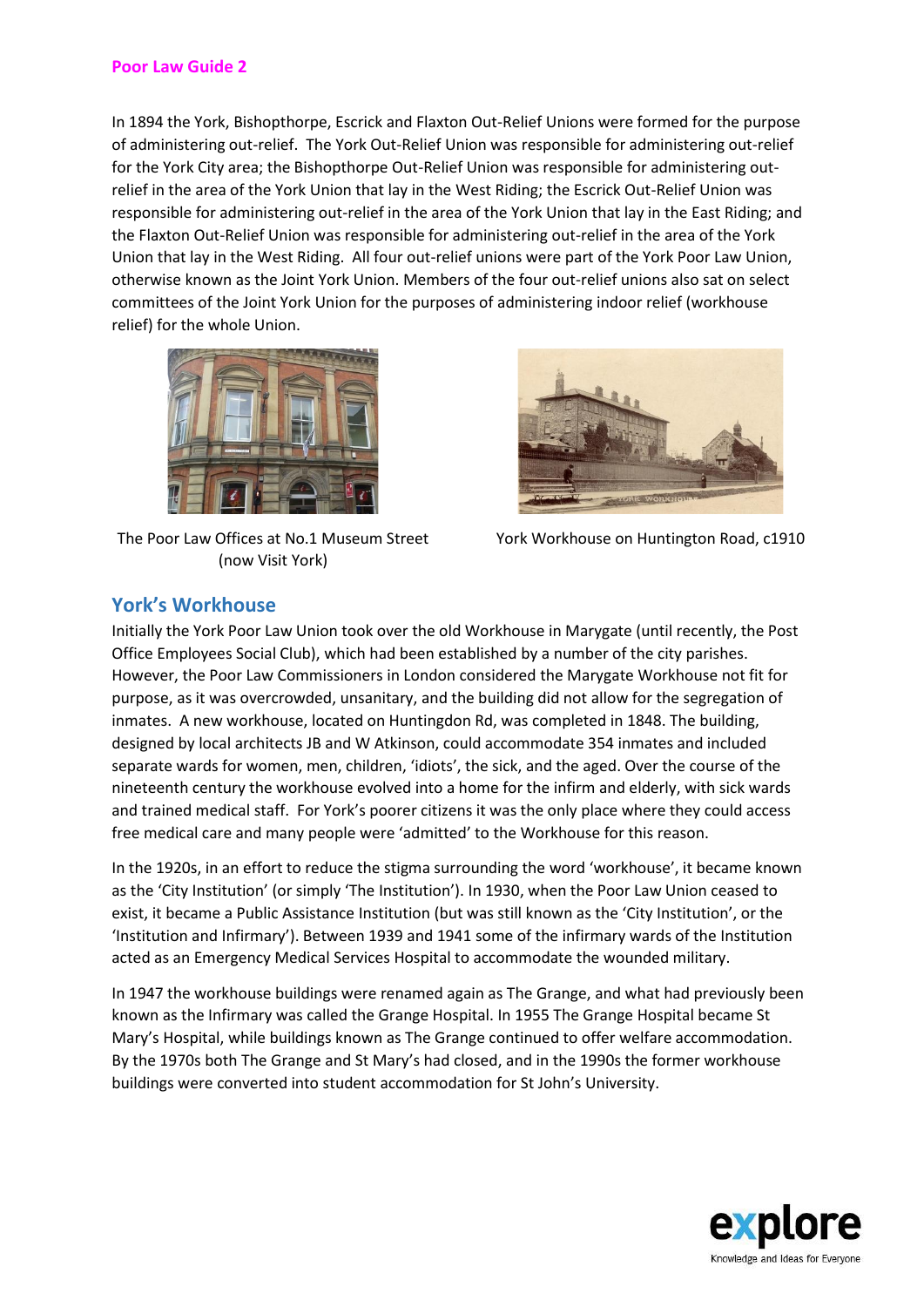In 1894 the York, Bishopthorpe, Escrick and Flaxton Out-Relief Unions were formed for the purpose of administering out-relief. The York Out-Relief Union was responsible for administering out-relief for the York City area; the Bishopthorpe Out-Relief Union was responsible for administering out-relief in the area of the York Union that lay in the West Riding; the Escrick Out-Relief Union was responsible for administering out-relief in the area of the York Union that lay in the East Riding; and the Flaxton Out-Relief Union was responsible for administering out-relief in the area of the York Union that lay in the West Riding. All four out-relief unions were part of the York Poor Law Union, otherwise known as the Joint York Union. Members of the four out-relief unions also sat on select committees of the Joint York Union for the purposes of administering indoor relief (workhouse relief) for the whole Union.

The Poor Law Offices at No.1 Museum Street (now Visit York)

York Workhouse on Huntington Road, c1910

## York's Workhouse

Initially the York Poor Law Union took over the old Workhouse in Marygate (until recently, the Post Office Employees Social Club), which had been established by a number of the city parishes. However, the Poor Law Commissioners in London considered the Marygate Workhouse not fit for purpose, as it was overcrowded, unsanitary, and the building did not allow for the segregation of inmates. A new workhouse, located on Huntingdon Rd, was completed in 1848. The building, designed by local architects JB and W Atkinson, could accommodate 354 inmates and included separate wards for women, men, children, 'idiots', the sick, and the aged. Over the course of the nineteenth century the workhouse evolved into a home for the infirm and elderly, with sick wards and trained medical staff. For York's poorer citizens it was the only place where they could access free medical care and many people were 'admitted' to the Workhouse for this reason.

In the 1920s, in an effort to reduce the stigma surrounding the word 'workhouse', it became known as the 'City Institution' (or simply 'The Institution'). In 1930, when the Poor Law Union ceased to exist, it became a Public Assistance Institution (but was still known as the 'City Institution', or the 'Institution and Infirmary'). Between 1939 and 1941 some of the infirmary wards of the Institution acted as an Emergency Medical Services Hospital to accommodate the wounded military.

In 1947 the workhouse buildings were renamed again as The Grange, and what had previously been known as the Infirmary was called the Grange Hospital. In 1955 The Grange Hospital became St Mary's Hospital, while buildings known as The Grange continued to offer welfare accommodation. By the 1970s both The Grange and St Mary's had closed, and in the 1990s the former workhouse buildings were converted into student accommodation for St John's University.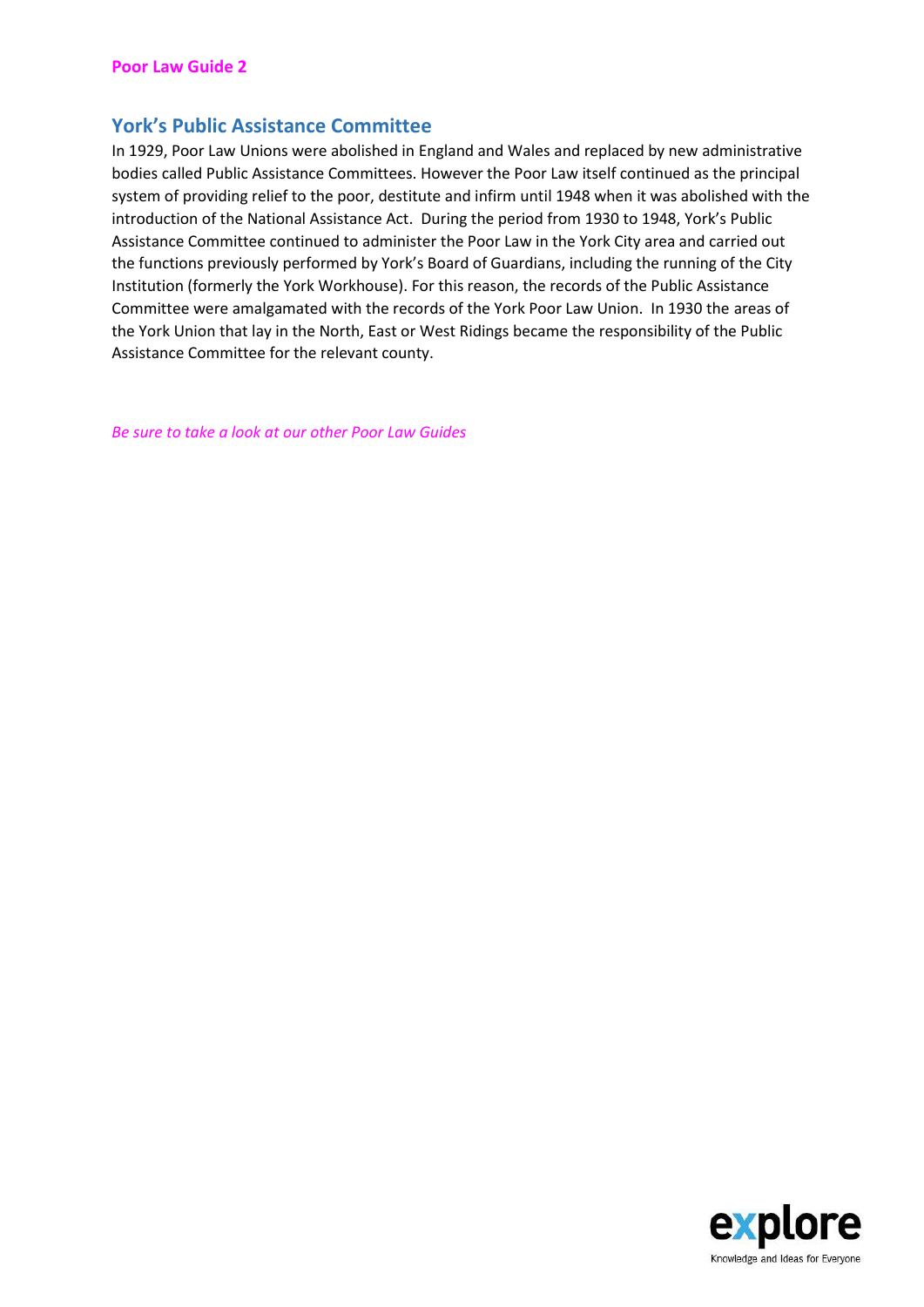**Poor Law Guide 2**

## York's Public Assistance Committee

In 1929, Poor Law Unions were abolished in England and Wales and replaced by new administrative bodies called Public Assistance Committees. However the Poor Law itself continued as the principal system of providing relief to the poor, destitute and infirm until 1948 when it was abolished with the introduction of the National Assistance Act. During the period from 1930 to 1948, York's Public Assistance Committee continued to administer the Poor Law in the York City area and carried out the functions previously performed by York's Board of Guardians, including the running of the City Institution (formerly the York Workhouse). For this reason, the records of the Public Assistance Committee were amalgamated with the records of the York Poor Law Union. In 1930 the areas of the York Union that lay in the North, East or West Ridings became the responsibility of the Public Assistance Committee for the relevant county.

*Be sure to take a look at our other Poor Law Guides*

explore
Knowledge and Ideas for Everyone